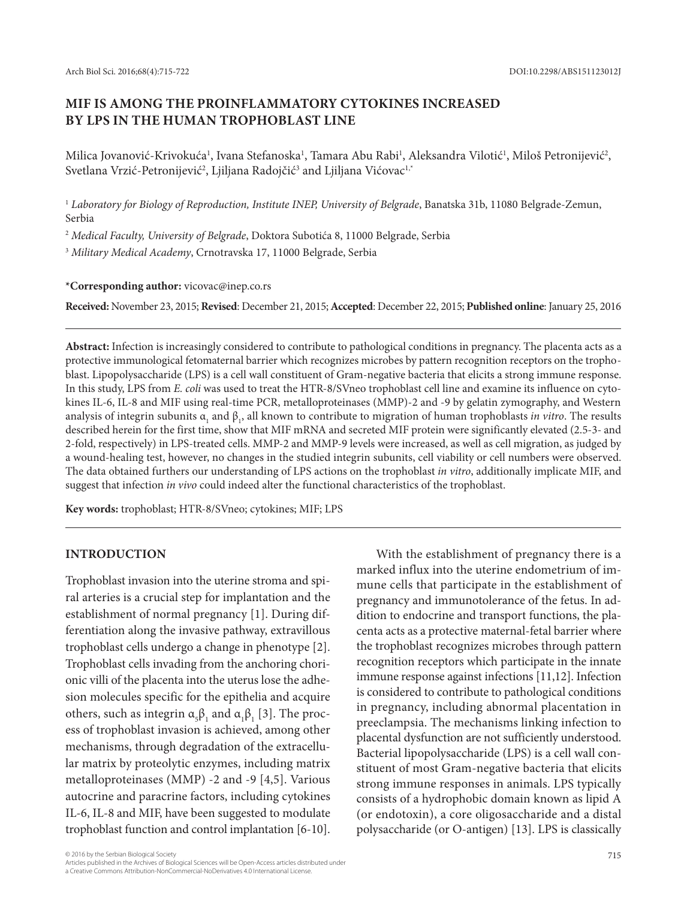# MIF IS AMONG THE PROINFLAMMATORY CYTOKINES INCREASED BY LPS IN THE HUMAN TROPHOBLAST LINE

Milica Jovanović-Krivokuća[1], Ivana Stefanoska[1], Tamara Abu Rabi[1], Aleksandra Vilotić[1], Miloš Petronijević[2], Svetlana Vrzić-Petronijević[2], Ljiljana Radojčić[3] and Ljiljana Vićovac[1,*]

[1] *Laboratory for Biology of Reproduction, Institute INEP, University of Belgrade*, Banatska 31b, 11080 Belgrade-Zemun, Serbia

[2] *Medical Faculty, University of Belgrade*, Doktora Subotića 8, 11000 Belgrade, Serbia

[3] *Military Medical Academy*, Crnotravska 17, 11000 Belgrade, Serbia

**\*Corresponding author:** vicovac@inep.co.rs

**Received:** November 23, 2015; **Revised**: December 21, 2015; **Accepted**: December 22, 2015; **Published online**: January 25, 2016

**Abstract:** Infection is increasingly considered to contribute to pathological conditions in pregnancy. The placenta acts as a protective immunological fetomaternal barrier which recognizes microbes by pattern recognition receptors on the trophoblast. Lipopolysaccharide (LPS) is a cell wall constituent of Gram-negative bacteria that elicits a strong immune response. In this study, LPS from *E. coli* was used to treat the HTR-8/SVneo trophoblast cell line and examine its influence on cytokines IL-6, IL-8 and MIF using real-time PCR, metalloproteinases (MMP)-2 and -9 by gelatin zymography, and Western analysis of integrin subunits $\alpha_1$ and $\beta_1$, all known to contribute to migration of human trophoblasts *in vitro*. The results described herein for the first time, show that MIF mRNA and secreted MIF protein were significantly elevated (2.5-3- and 2-fold, respectively) in LPS-treated cells. MMP-2 and MMP-9 levels were increased, as well as cell migration, as judged by a wound-healing test, however, no changes in the studied integrin subunits, cell viability or cell numbers were observed. The data obtained furthers our understanding of LPS actions on the trophoblast *in vitro*, additionally implicate MIF, and suggest that infection *in vivo* could indeed alter the functional characteristics of the trophoblast.

**Key words:** trophoblast; HTR-8/SVneo; cytokines; MIF; LPS

## INTRODUCTION

Trophoblast invasion into the uterine stroma and spiral arteries is a crucial step for implantation and the establishment of normal pregnancy [1]. During differentiation along the invasive pathway, extravillous trophoblast cells undergo a change in phenotype [2]. Trophoblast cells invading from the anchoring chorionic villi of the placenta into the uterus lose the adhesion molecules specific for the epithelia and acquire others, such as integrin $\alpha_5\beta_1$ and $\alpha_1\beta_1$ [3]. The process of trophoblast invasion is achieved, among other mechanisms, through degradation of the extracellular matrix by proteolytic enzymes, including matrix metalloproteinases (MMP) -2 and -9 [4,5]. Various autocrine and paracrine factors, including cytokines IL-6, IL-8 and MIF, have been suggested to modulate trophoblast function and control implantation [6-10].

With the establishment of pregnancy there is a marked influx into the uterine endometrium of immune cells that participate in the establishment of pregnancy and immunotolerance of the fetus. In addition to endocrine and transport functions, the placenta acts as a protective maternal-fetal barrier where the trophoblast recognizes microbes through pattern recognition receptors which participate in the innate immune response against infections [11,12]. Infection is considered to contribute to pathological conditions in pregnancy, including abnormal placentation in preeclampsia. The mechanisms linking infection to placental dysfunction are not sufficiently understood. Bacterial lipopolysaccharide (LPS) is a cell wall constituent of most Gram-negative bacteria that elicits strong immune responses in animals. LPS typically consists of a hydrophobic domain known as lipid A (or endotoxin), a core oligosaccharide and a distal polysaccharide (or O-antigen) [13]. LPS is classically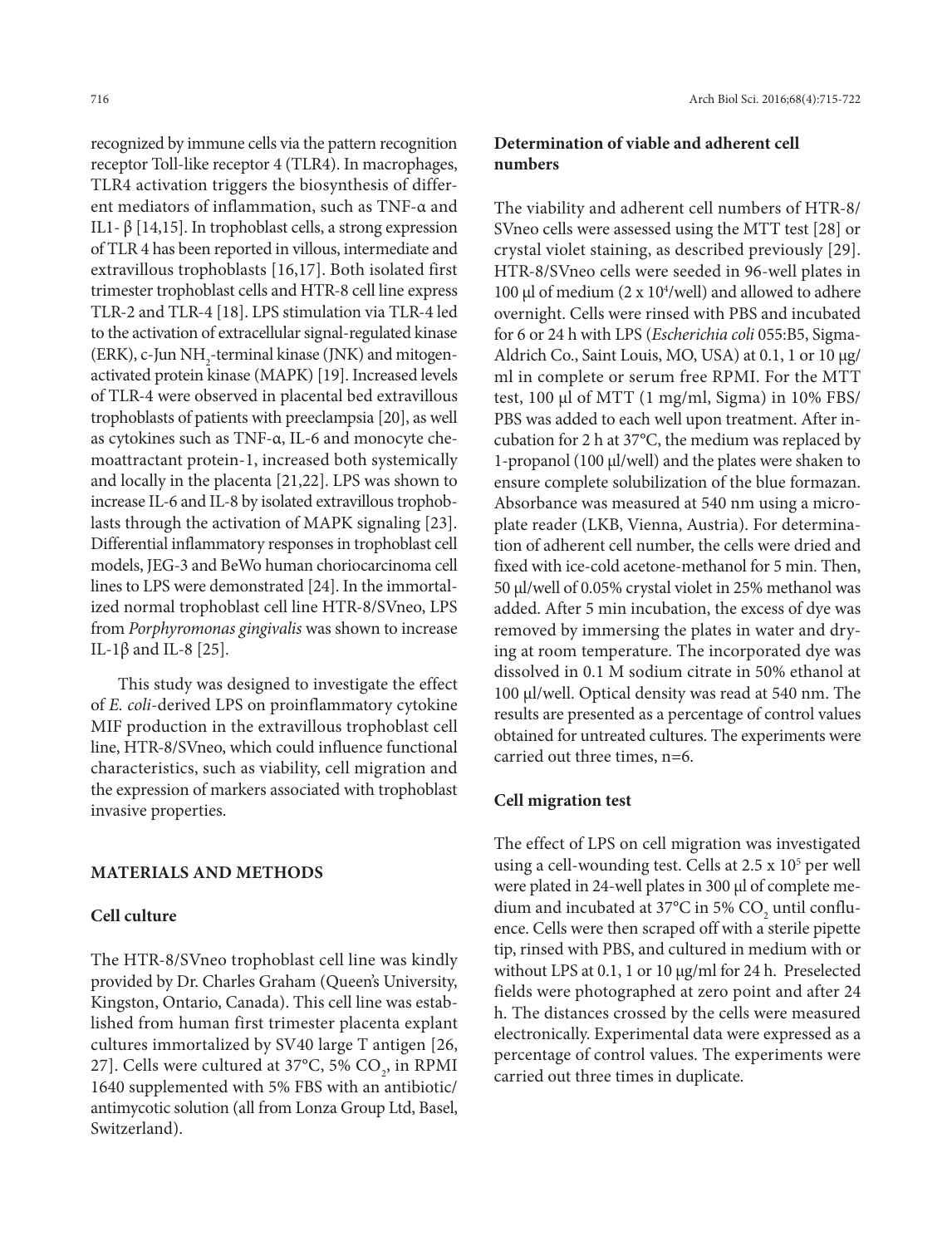recognized by immune cells via the pattern recognition receptor Toll-like receptor 4 (TLR4). In macrophages, TLR4 activation triggers the biosynthesis of different mediators of inflammation, such as TNF-α and IL1- β [14,15]. In trophoblast cells, a strong expression of TLR 4 has been reported in villous, intermediate and extravillous trophoblasts [16,17]. Both isolated first trimester trophoblast cells and HTR-8 cell line express TLR-2 and TLR-4 [18]. LPS stimulation via TLR-4 led to the activation of extracellular signal-regulated kinase (ERK), c-Jun $NH_2$-terminal kinase (JNK) and mitogen-activated protein kinase (MAPK) [19]. Increased levels of TLR-4 were observed in placental bed extravillous trophoblasts of patients with preeclampsia [20], as well as cytokines such as TNF-α, IL-6 and monocyte chemoattractant protein-1, increased both systemically and locally in the placenta [21,22]. LPS was shown to increase IL-6 and IL-8 by isolated extravillous trophoblasts through the activation of MAPK signaling [23]. Differential inflammatory responses in trophoblast cell models, JEG-3 and BeWo human choriocarcinoma cell lines to LPS were demonstrated [24]. In the immortalized normal trophoblast cell line HTR-8/SVneo, LPS from *Porphyromonas gingivalis* was shown to increase IL-1β and IL-8 [25].

This study was designed to investigate the effect of *E. coli*-derived LPS on proinflammatory cytokine MIF production in the extravillous trophoblast cell line, HTR-8/SVneo, which could influence functional characteristics, such as viability, cell migration and the expression of markers associated with trophoblast invasive properties.

## MATERIALS AND METHODS

### Cell culture

The HTR-8/SVneo trophoblast cell line was kindly provided by Dr. Charles Graham (Queen's University, Kingston, Ontario, Canada). This cell line was established from human first trimester placenta explant cultures immortalized by SV40 large T antigen [26, 27]. Cells were cultured at 37°C, 5% $CO_2$, in RPMI 1640 supplemented with 5% FBS with an antibiotic/antimycotic solution (all from Lonza Group Ltd, Basel, Switzerland).

### Determination of viable and adherent cell numbers

The viability and adherent cell numbers of HTR-8/SVneo cells were assessed using the MTT test [28] or crystal violet staining, as described previously [29]. HTR-8/SVneo cells were seeded in 96-well plates in 100 μl of medium ($2 \times 10^4$/well) and allowed to adhere overnight. Cells were rinsed with PBS and incubated for 6 or 24 h with LPS (*Escherichia coli* 055:B5, Sigma-Aldrich Co., Saint Louis, MO, USA) at 0.1, 1 or 10 μg/ml in complete or serum free RPMI. For the MTT test, 100 μl of MTT (1 mg/ml, Sigma) in 10% FBS/PBS was added to each well upon treatment. After incubation for 2 h at 37°C, the medium was replaced by 1-propanol (100 μl/well) and the plates were shaken to ensure complete solubilization of the blue formazan. Absorbance was measured at 540 nm using a microplate reader (LKB, Vienna, Austria). For determination of adherent cell number, the cells were dried and fixed with ice-cold acetone-methanol for 5 min. Then, 50 μl/well of 0.05% crystal violet in 25% methanol was added. After 5 min incubation, the excess of dye was removed by immersing the plates in water and drying at room temperature. The incorporated dye was dissolved in 0.1 M sodium citrate in 50% ethanol at 100 μl/well. Optical density was read at 540 nm. The results are presented as a percentage of control values obtained for untreated cultures. The experiments were carried out three times, n=6.

### Cell migration test

The effect of LPS on cell migration was investigated using a cell-wounding test. Cells at $2.5 \times 10^5$ per well were plated in 24-well plates in 300 μl of complete medium and incubated at 37°C in 5% $CO_2$ until confluence. Cells were then scraped off with a sterile pipette tip, rinsed with PBS, and cultured in medium with or without LPS at 0.1, 1 or 10 μg/ml for 24 h. Preselected fields were photographed at zero point and after 24 h. The distances crossed by the cells were measured electronically. Experimental data were expressed as a percentage of control values. The experiments were carried out three times in duplicate.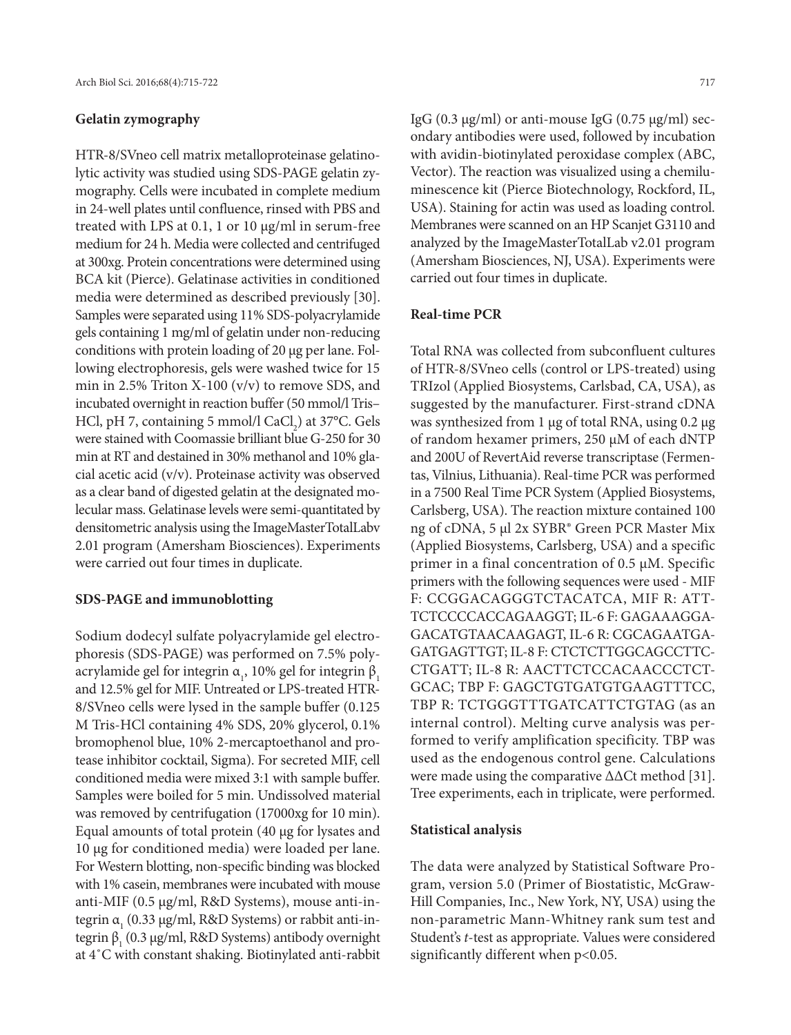### Gelatin zymography

HTR-8/SVneo cell matrix metalloproteinase gelatinolytic activity was studied using SDS-PAGE gelatin zymography. Cells were incubated in complete medium in 24-well plates until confluence, rinsed with PBS and treated with LPS at 0.1, 1 or 10 μg/ml in serum-free medium for 24 h. Media were collected and centrifuged at 300xg. Protein concentrations were determined using BCA kit (Pierce). Gelatinase activities in conditioned media were determined as described previously [30]. Samples were separated using 11% SDS-polyacrylamide gels containing 1 mg/ml of gelatin under non-reducing conditions with protein loading of 20 μg per lane. Following electrophoresis, gels were washed twice for 15 min in 2.5% Triton X-100 (v/v) to remove SDS, and incubated overnight in reaction buffer (50 mmol/l Tris–HCl, pH 7, containing 5 mmol/l $CaCl_2$) at 37°C. Gels were stained with Coomassie brilliant blue G-250 for 30 min at RT and destained in 30% methanol and 10% glacial acetic acid (v/v). Proteinase activity was observed as a clear band of digested gelatin at the designated molecular mass. Gelatinase levels were semi-quantitated by densitometric analysis using the ImageMasterTotalLabv 2.01 program (Amersham Biosciences). Experiments were carried out four times in duplicate.

### SDS-PAGE and immunoblotting

Sodium dodecyl sulfate polyacrylamide gel electrophoresis (SDS-PAGE) was performed on 7.5% polyacrylamide gel for integrin $\alpha_1$, 10% gel for integrin $\beta_1$ and 12.5% gel for MIF. Untreated or LPS-treated HTR-8/SVneo cells were lysed in the sample buffer (0.125 M Tris-HCl containing 4% SDS, 20% glycerol, 0.1% bromophenol blue, 10% 2-mercaptoethanol and protease inhibitor cocktail, Sigma). For secreted MIF, cell conditioned media were mixed 3:1 with sample buffer. Samples were boiled for 5 min. Undissolved material was removed by centrifugation (17000xg for 10 min). Equal amounts of total protein (40 μg for lysates and 10 μg for conditioned media) were loaded per lane. For Western blotting, non-specific binding was blocked with 1% casein, membranes were incubated with mouse anti-MIF (0.5 μg/ml, R&D Systems), mouse anti-integrin $\alpha_1$ (0.33 μg/ml, R&D Systems) or rabbit anti-integrin $\beta_1$ (0.3 μg/ml, R&D Systems) antibody overnight at 4˚C with constant shaking. Biotinylated anti-rabbit IgG (0.3 μg/ml) or anti-mouse IgG (0.75 μg/ml) secondary antibodies were used, followed by incubation with avidin-biotinylated peroxidase complex (ABC, Vector). The reaction was visualized using a chemiluminescence kit (Pierce Biotechnology, Rockford, IL, USA). Staining for actin was used as loading control. Membranes were scanned on an HP Scanjet G3110 and analyzed by the ImageMasterTotalLab v2.01 program (Amersham Biosciences, NJ, USA). Experiments were carried out four times in duplicate.

### Real-time PCR

Total RNA was collected from subconfluent cultures of HTR-8/SVneo cells (control or LPS-treated) using TRIzol (Applied Biosystems, Carlsbad, CA, USA), as suggested by the manufacturer. First-strand cDNA was synthesized from 1 μg of total RNA, using 0.2 μg of random hexamer primers, 250 μM of each dNTP and 200U of RevertAid reverse transcriptase (Fermentas, Vilnius, Lithuania). Real-time PCR was performed in a 7500 Real Time PCR System (Applied Biosystems, Carlsberg, USA). The reaction mixture contained 100 ng of cDNA, 5 μl 2x SYBR® Green PCR Master Mix (Applied Biosystems, Carlsberg, USA) and a specific primer in a final concentration of 0.5 μM. Specific primers with the following sequences were used - MIF F: CCGGACAGGGTCTACATCA, MIF R: ATTTCTCCCCACCAGAAGGT; IL-6 F: GAGAAAGGAGACATGTAACAAGAGT, IL-6 R: CGCAGAATGAGATGAGTTGT; IL-8 F: CTCTCTTGGCAGCCTTCCTGATT; IL-8 R: AACTTCTCCACAACCCTCTGCAC; TBP F: GAGCTGTGATGTGAAGTTTCC, TBP R: TCTGGGTTTGATCATTCTGTAG (as an internal control). Melting curve analysis was performed to verify amplification specificity. TBP was used as the endogenous control gene. Calculations were made using the comparative ΔΔCt method [31]. Tree experiments, each in triplicate, were performed.

### Statistical analysis

The data were analyzed by Statistical Software Program, version 5.0 (Primer of Biostatistic, McGraw-Hill Companies, Inc., New York, NY, USA) using the non-parametric Mann-Whitney rank sum test and Student's *t*-test as appropriate. Values were considered significantly different when $p<0.05$.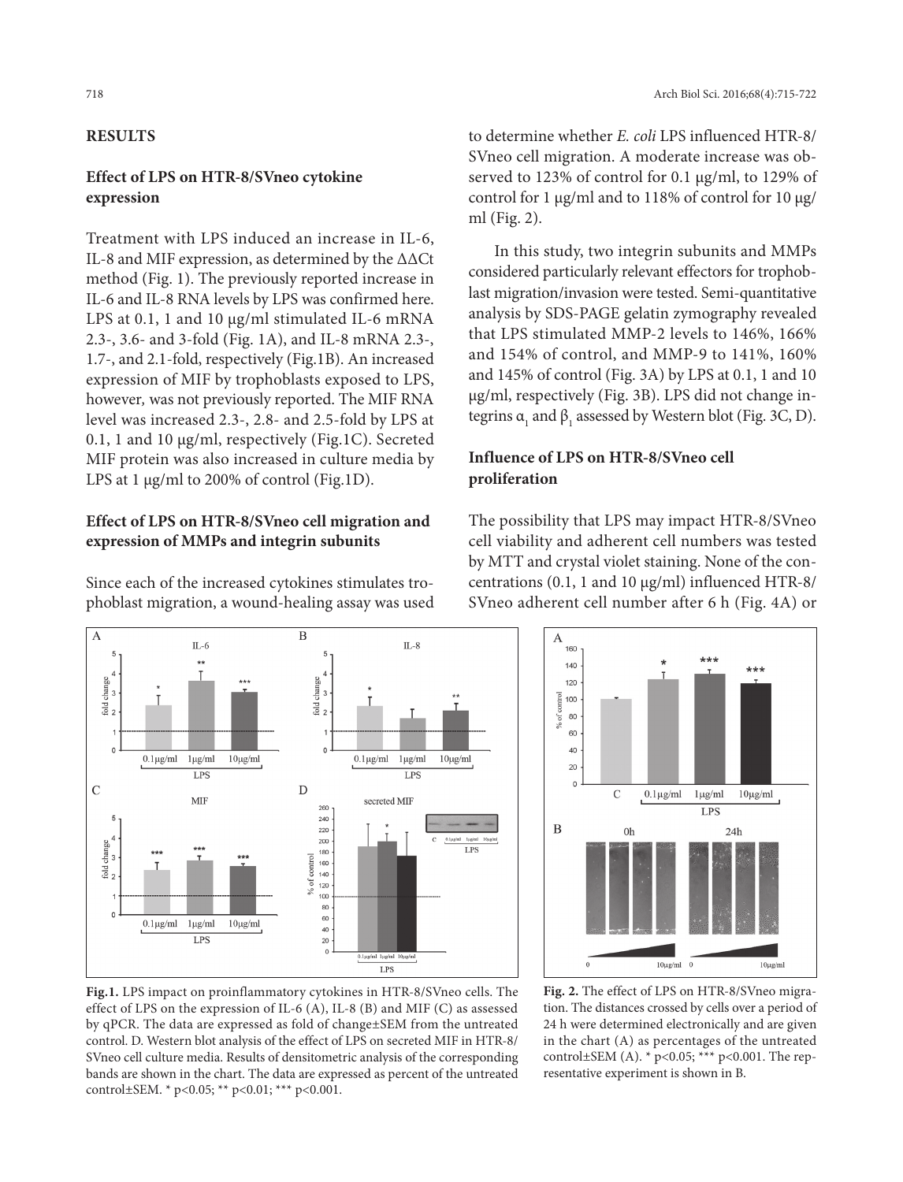## RESULTS

### Effect of LPS on HTR-8/SVneo cytokine expression

Treatment with LPS induced an increase in IL-6, IL-8 and MIF expression, as determined by the ΔΔCt method (Fig. 1). The previously reported increase in IL-6 and IL-8 RNA levels by LPS was confirmed here. LPS at 0.1, 1 and 10 μg/ml stimulated IL-6 mRNA 2.3-, 3.6- and 3-fold (Fig. 1A), and IL-8 mRNA 2.3-, 1.7-, and 2.1-fold, respectively (Fig.1B). An increased expression of MIF by trophoblasts exposed to LPS, however, was not previously reported. The MIF RNA level was increased 2.3-, 2.8- and 2.5-fold by LPS at 0.1, 1 and 10 μg/ml, respectively (Fig.1C). Secreted MIF protein was also increased in culture media by LPS at 1 μg/ml to 200% of control (Fig.1D).

### Effect of LPS on HTR-8/SVneo cell migration and expression of MMPs and integrin subunits

Since each of the increased cytokines stimulates trophoblast migration, a wound-healing assay was used to determine whether *E. coli* LPS influenced HTR-8/SVneo cell migration. A moderate increase was observed to 123% of control for 0.1 μg/ml, to 129% of control for 1 μg/ml and to 118% of control for 10 μg/ml (Fig. 2).

In this study, two integrin subunits and MMPs considered particularly relevant effectors for trophoblast migration/invasion were tested. Semi-quantitative analysis by SDS-PAGE gelatin zymography revealed that LPS stimulated MMP-2 levels to 146%, 166% and 154% of control, and MMP-9 to 141%, 160% and 145% of control (Fig. 3A) by LPS at 0.1, 1 and 10 μg/ml, respectively (Fig. 3B). LPS did not change integrins $\alpha_1$ and $\beta_1$ assessed by Western blot (Fig. 3C, D).

### Influence of LPS on HTR-8/SVneo cell proliferation

The possibility that LPS may impact HTR-8/SVneo cell viability and adherent cell numbers was tested by MTT and crystal violet staining. None of the concentrations (0.1, 1 and 10 μg/ml) influenced HTR-8/SVneo adherent cell number after 6 h (Fig. 4A) or

**Fig.1.** LPS impact on proinflammatory cytokines in HTR-8/SVneo cells. The effect of LPS on the expression of IL-6 (A), IL-8 (B) and MIF (C) as assessed by qPCR. The data are expressed as fold of change±SEM from the untreated control. D. Western blot analysis of the effect of LPS on secreted MIF in HTR-8/SVneo cell culture media. Results of densitometric analysis of the corresponding bands are shown in the chart. The data are expressed as percent of the untreated control±SEM. * $p<0.05$; ** $p<0.01$; *** $p<0.001$.

**Fig. 2.** The effect of LPS on HTR-8/SVneo migration. The distances crossed by cells over a period of 24 h were determined electronically and are given in the chart (A) as percentages of the untreated control±SEM (A). * $p<0.05$; *** $p<0.001$. The representative experiment is shown in B.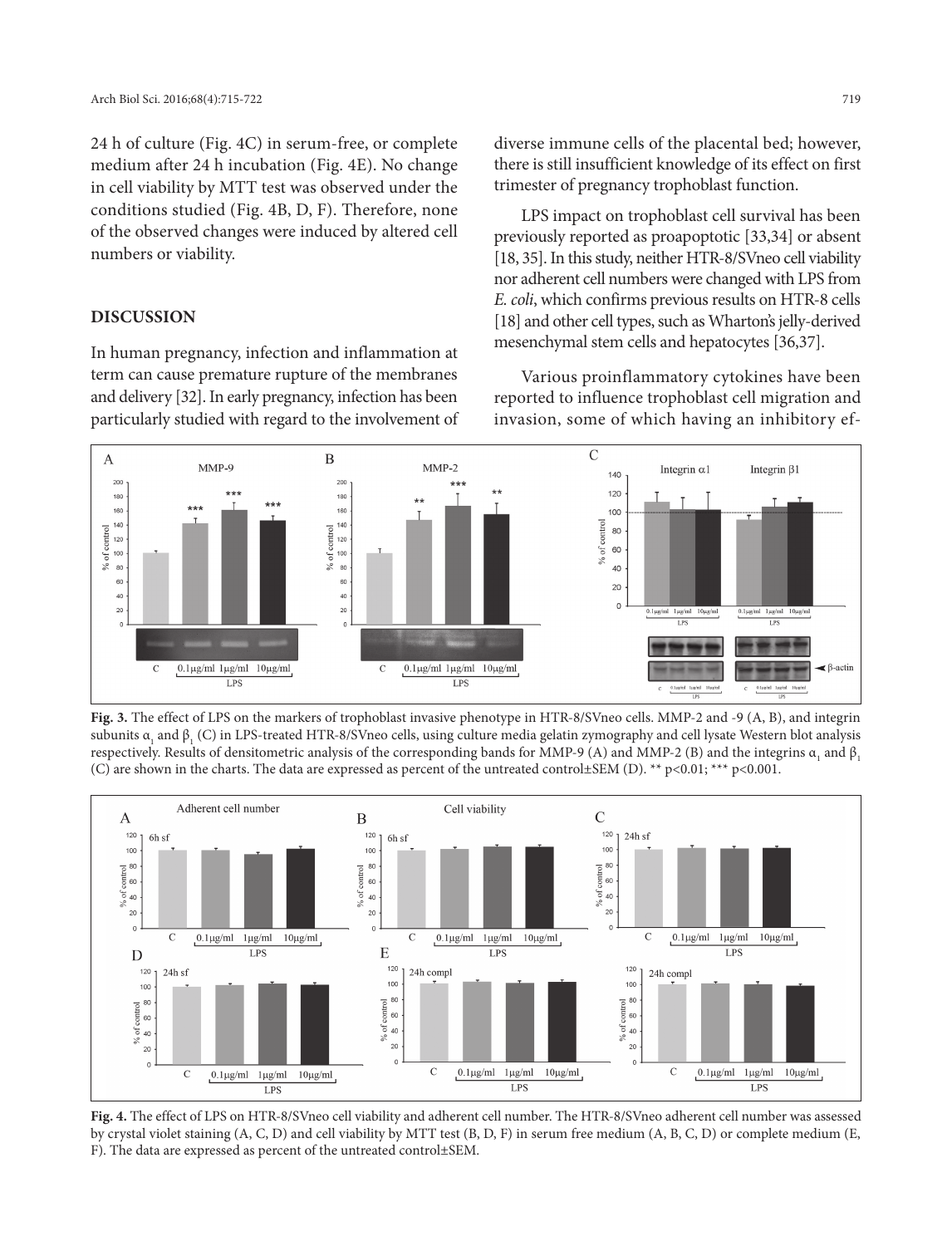24 h of culture (Fig. 4C) in serum-free, or complete medium after 24 h incubation (Fig. 4E). No change in cell viability by MTT test was observed under the conditions studied (Fig. 4B, D, F). Therefore, none of the observed changes were induced by altered cell numbers or viability.

## DISCUSSION

In human pregnancy, infection and inflammation at term can cause premature rupture of the membranes and delivery [32]. In early pregnancy, infection has been particularly studied with regard to the involvement of diverse immune cells of the placental bed; however, there is still insufficient knowledge of its effect on first trimester of pregnancy trophoblast function.

LPS impact on trophoblast cell survival has been previously reported as proapoptotic [33,34] or absent [18, 35]. In this study, neither HTR-8/SVneo cell viability nor adherent cell numbers were changed with LPS from *E. coli*, which confirms previous results on HTR-8 cells [18] and other cell types, such as Wharton's jelly-derived mesenchymal stem cells and hepatocytes [36,37].

Various proinflammatory cytokines have been reported to influence trophoblast cell migration and invasion, some of which having an inhibitory ef-

**Fig. 3.** The effect of LPS on the markers of trophoblast invasive phenotype in HTR-8/SVneo cells. MMP-2 and -9 (A, B), and integrin subunits $\alpha_1$ and $\beta_1$ (C) in LPS-treated HTR-8/SVneo cells, using culture media gelatin zymography and cell lysate Western blot analysis respectively. Results of densitometric analysis of the corresponding bands for MMP-9 (A) and MMP-2 (B) and the integrins $\alpha_1$ and $\beta_1$ (C) are shown in the charts. The data are expressed as percent of the untreated control±SEM (D). ** $p<0.01$; *** $p<0.001$.

**Fig. 4.** The effect of LPS on HTR-8/SVneo cell viability and adherent cell number. The HTR-8/SVneo adherent cell number was assessed by crystal violet staining (A, C, D) and cell viability by MTT test (B, D, F) in serum free medium (A, B, C, D) or complete medium (E, F). The data are expressed as percent of the untreated control±SEM.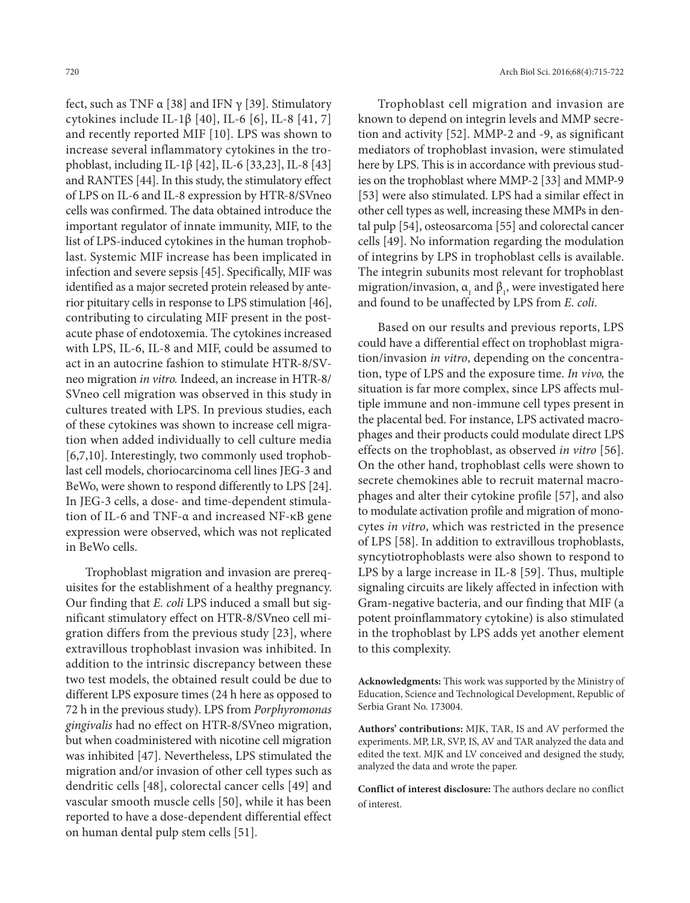fect, such as TNF α [38] and IFN γ [39]. Stimulatory cytokines include IL-1β [40], IL-6 [6], IL-8 [41, 7] and recently reported MIF [10]. LPS was shown to increase several inflammatory cytokines in the trophoblast, including IL-1β [42], IL-6 [33,23], IL-8 [43] and RANTES [44]. In this study, the stimulatory effect of LPS on IL-6 and IL-8 expression by HTR-8/SVneo cells was confirmed. The data obtained introduce the important regulator of innate immunity, MIF, to the list of LPS-induced cytokines in the human trophoblast. Systemic MIF increase has been implicated in infection and severe sepsis [45]. Specifically, MIF was identified as a major secreted protein released by anterior pituitary cells in response to LPS stimulation [46], contributing to circulating MIF present in the post-acute phase of endotoxemia. The cytokines increased with LPS, IL-6, IL-8 and MIF, could be assumed to act in an autocrine fashion to stimulate HTR-8/SVneo migration *in vitro.* Indeed, an increase in HTR-8/SVneo cell migration was observed in this study in cultures treated with LPS. In previous studies, each of these cytokines was shown to increase cell migration when added individually to cell culture media [6,7,10]. Interestingly, two commonly used trophoblast cell models, choriocarcinoma cell lines JEG-3 and BeWo, were shown to respond differently to LPS [24]. In JEG-3 cells, a dose- and time-dependent stimulation of IL-6 and TNF-α and increased NF-κB gene expression were observed, which was not replicated in BeWo cells.

Trophoblast migration and invasion are prerequisites for the establishment of a healthy pregnancy. Our finding that *E. coli* LPS induced a small but significant stimulatory effect on HTR-8/SVneo cell migration differs from the previous study [23], where extravillous trophoblast invasion was inhibited. In addition to the intrinsic discrepancy between these two test models, the obtained result could be due to different LPS exposure times (24 h here as opposed to 72 h in the previous study). LPS from *Porphyromonas gingivalis* had no effect on HTR-8/SVneo migration, but when coadministered with nicotine cell migration was inhibited [47]. Nevertheless, LPS stimulated the migration and/or invasion of other cell types such as dendritic cells [48], colorectal cancer cells [49] and vascular smooth muscle cells [50], while it has been reported to have a dose-dependent differential effect on human dental pulp stem cells [51].

Trophoblast cell migration and invasion are known to depend on integrin levels and MMP secretion and activity [52]. MMP-2 and -9, as significant mediators of trophoblast invasion, were stimulated here by LPS. This is in accordance with previous studies on the trophoblast where MMP-2 [33] and MMP-9 [53] were also stimulated. LPS had a similar effect in other cell types as well, increasing these MMPs in dental pulp [54], osteosarcoma [55] and colorectal cancer cells [49]. No information regarding the modulation of integrins by LPS in trophoblast cells is available. The integrin subunits most relevant for trophoblast migration/invasion, $\alpha_1$ and $\beta_1$, were investigated here and found to be unaffected by LPS from *E. coli*.

Based on our results and previous reports, LPS could have a differential effect on trophoblast migration/invasion *in vitro*, depending on the concentration, type of LPS and the exposure time. *In vivo,* the situation is far more complex, since LPS affects multiple immune and non-immune cell types present in the placental bed. For instance, LPS activated macrophages and their products could modulate direct LPS effects on the trophoblast, as observed *in vitro* [56]. On the other hand, trophoblast cells were shown to secrete chemokines able to recruit maternal macrophages and alter their cytokine profile [57], and also to modulate activation profile and migration of monocytes *in vitro*, which was restricted in the presence of LPS [58]. In addition to extravillous trophoblasts, syncytiotrophoblasts were also shown to respond to LPS by a large increase in IL-8 [59]. Thus, multiple signaling circuits are likely affected in infection with Gram-negative bacteria, and our finding that MIF (a potent proinflammatory cytokine) is also stimulated in the trophoblast by LPS adds yet another element to this complexity.

**Acknowledgments:** This work was supported by the Ministry of Education, Science and Technological Development, Republic of Serbia Grant No. 173004.

**Authors' contributions:** MJK, TAR, IS and AV performed the experiments. MP, LR, SVP, IS, AV and TAR analyzed the data and edited the text. MJK and LV conceived and designed the study, analyzed the data and wrote the paper.

**Conflict of interest disclosure:** The authors declare no conflict of interest.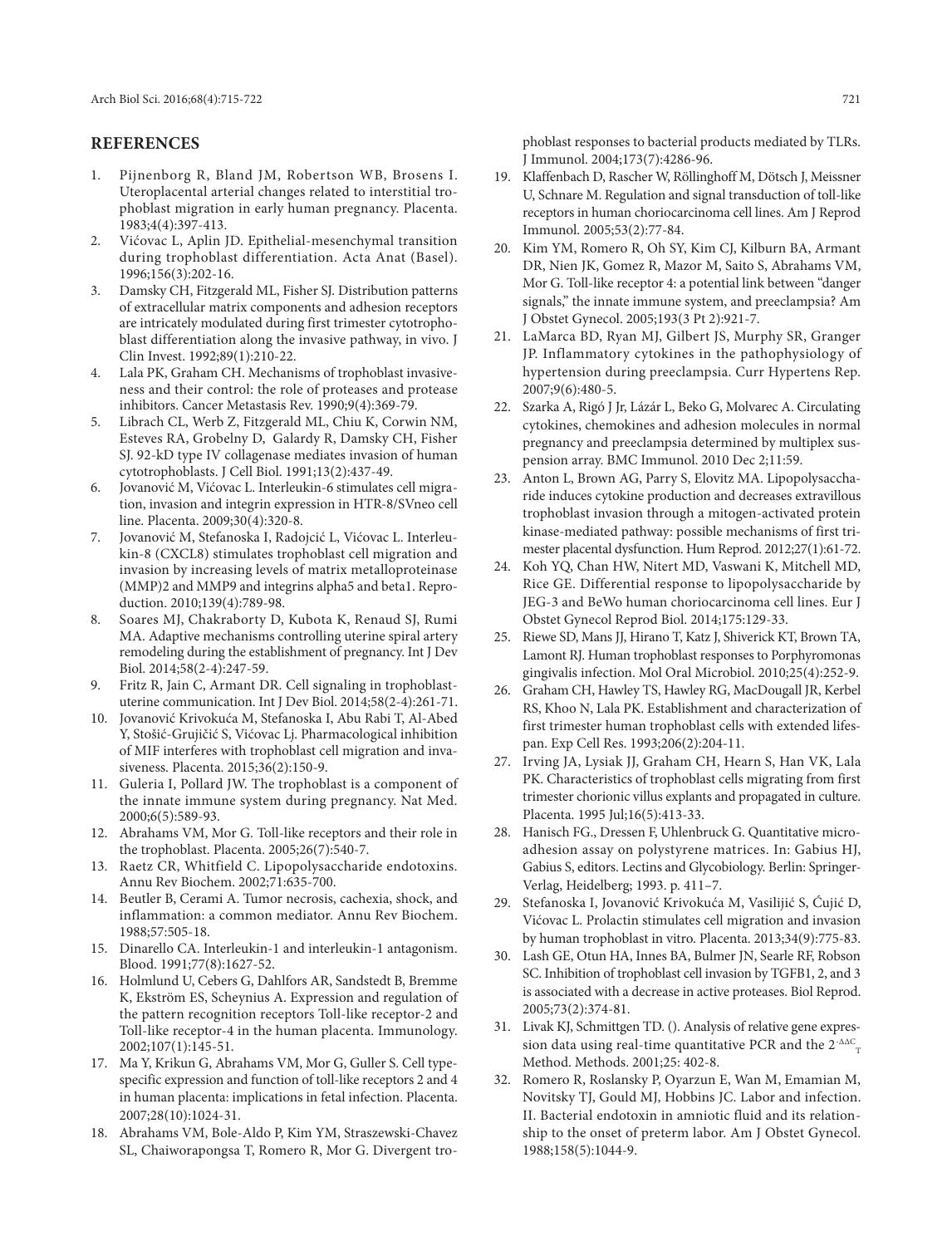## REFERENCES

1. Pijnenborg R, Bland JM, Robertson WB, Brosens I. Uteroplacental arterial changes related to interstitial trophoblast migration in early human pregnancy. Placenta. 1983;4(4):397-413.
2. Vićovac L, Aplin JD. Epithelial-mesenchymal transition during trophoblast differentiation. Acta Anat (Basel). 1996;156(3):202-16.
3. Damsky CH, Fitzgerald ML, Fisher SJ. Distribution patterns of extracellular matrix components and adhesion receptors are intricately modulated during first trimester cytotrophoblast differentiation along the invasive pathway, in vivo. J Clin Invest. 1992;89(1):210-22.
4. Lala PK, Graham CH. Mechanisms of trophoblast invasiveness and their control: the role of proteases and protease inhibitors. Cancer Metastasis Rev. 1990;9(4):369-79.
5. Librach CL, Werb Z, Fitzgerald ML, Chiu K, Corwin NM, Esteves RA, Grobelny D, Galardy R, Damsky CH, Fisher SJ. 92-kD type IV collagenase mediates invasion of human cytotrophoblasts. J Cell Biol. 1991;13(2):437-49.
6. Jovanović M, Vićovac L. Interleukin-6 stimulates cell migration, invasion and integrin expression in HTR-8/SVneo cell line. Placenta. 2009;30(4):320-8.
7. Jovanović M, Stefanoska I, Radojcić L, Vićovac L. Interleukin-8 (CXCL8) stimulates trophoblast cell migration and invasion by increasing levels of matrix metalloproteinase (MMP)2 and MMP9 and integrins alpha5 and beta1. Reproduction. 2010;139(4):789-98.
8. Soares MJ, Chakraborty D, Kubota K, Renaud SJ, Rumi MA. Adaptive mechanisms controlling uterine spiral artery remodeling during the establishment of pregnancy. Int J Dev Biol. 2014;58(2-4):247-59.
9. Fritz R, Jain C, Armant DR. Cell signaling in trophoblast-uterine communication. Int J Dev Biol. 2014;58(2-4):261-71.
10. Jovanović Krivokuća M, Stefanoska I, Abu Rabi T, Al-Abed Y, Stošić-Grujičić S, Vićovac Lj. Pharmacological inhibition of MIF interferes with trophoblast cell migration and invasiveness. Placenta. 2015;36(2):150-9.
11. Guleria I, Pollard JW. The trophoblast is a component of the innate immune system during pregnancy. Nat Med. 2000;6(5):589-93.
12. Abrahams VM, Mor G. Toll-like receptors and their role in the trophoblast. Placenta. 2005;26(7):540-7.
13. Raetz CR, Whitfield C. Lipopolysaccharide endotoxins. Annu Rev Biochem. 2002;71:635-700.
14. Beutler B, Cerami A. Tumor necrosis, cachexia, shock, and inflammation: a common mediator. Annu Rev Biochem. 1988;57:505-18.
15. Dinarello CA. Interleukin-1 and interleukin-1 antagonism. Blood. 1991;77(8):1627-52.
16. Holmlund U, Cebers G, Dahlfors AR, Sandstedt B, Bremme K, Ekström ES, Scheynius A. Expression and regulation of the pattern recognition receptors Toll-like receptor-2 and Toll-like receptor-4 in the human placenta. Immunology. 2002;107(1):145-51.
17. Ma Y, Krikun G, Abrahams VM, Mor G, Guller S. Cell type-specific expression and function of toll-like receptors 2 and 4 in human placenta: implications in fetal infection. Placenta. 2007;28(10):1024-31.
18. Abrahams VM, Bole-Aldo P, Kim YM, Straszewski-Chavez SL, Chaiworapongsa T, Romero R, Mor G. Divergent trophoblast responses to bacterial products mediated by TLRs. J Immunol. 2004;173(7):4286-96.
19. Klaffenbach D, Rascher W, Röllinghoff M, Dötsch J, Meissner U, Schnare M. Regulation and signal transduction of toll-like receptors in human choriocarcinoma cell lines. Am J Reprod Immunol. 2005;53(2):77-84.
20. Kim YM, Romero R, Oh SY, Kim CJ, Kilburn BA, Armant DR, Nien JK, Gomez R, Mazor M, Saito S, Abrahams VM, Mor G. Toll-like receptor 4: a potential link between "danger signals," the innate immune system, and preeclampsia? Am J Obstet Gynecol. 2005;193(3 Pt 2):921-7.
21. LaMarca BD, Ryan MJ, Gilbert JS, Murphy SR, Granger JP. Inflammatory cytokines in the pathophysiology of hypertension during preeclampsia. Curr Hypertens Rep. 2007;9(6):480-5.
22. Szarka A, Rigó J Jr, Lázár L, Beko G, Molvarec A. Circulating cytokines, chemokines and adhesion molecules in normal pregnancy and preeclampsia determined by multiplex suspension array. BMC Immunol. 2010 Dec 2;11:59.
23. Anton L, Brown AG, Parry S, Elovitz MA. Lipopolysaccharide induces cytokine production and decreases extravillous trophoblast invasion through a mitogen-activated protein kinase-mediated pathway: possible mechanisms of first trimester placental dysfunction. Hum Reprod. 2012;27(1):61-72.
24. Koh YQ, Chan HW, Nitert MD, Vaswani K, Mitchell MD, Rice GE. Differential response to lipopolysaccharide by JEG-3 and BeWo human choriocarcinoma cell lines. Eur J Obstet Gynecol Reprod Biol. 2014;175:129-33.
25. Riewe SD, Mans JJ, Hirano T, Katz J, Shiverick KT, Brown TA, Lamont RJ. Human trophoblast responses to Porphyromonas gingivalis infection. Mol Oral Microbiol. 2010;25(4):252-9.
26. Graham CH, Hawley TS, Hawley RG, MacDougall JR, Kerbel RS, Khoo N, Lala PK. Establishment and characterization of first trimester human trophoblast cells with extended lifespan. Exp Cell Res. 1993;206(2):204-11.
27. Irving JA, Lysiak JJ, Graham CH, Hearn S, Han VK, Lala PK. Characteristics of trophoblast cells migrating from first trimester chorionic villus explants and propagated in culture. Placenta. 1995 Jul;16(5):413-33.
28. Hanisch FG., Dressen F, Uhlenbruck G. Quantitative micro-adhesion assay on polystyrene matrices. In: Gabius HJ, Gabius S, editors. Lectins and Glycobiology. Berlin: Springer-Verlag, Heidelberg; 1993. p. 411–7.
29. Stefanoska I, Jovanović Krivokuća M, Vasilijić S, Ćujić D, Vićovac L. Prolactin stimulates cell migration and invasion by human trophoblast in vitro. Placenta. 2013;34(9):775-83.
30. Lash GE, Otun HA, Innes BA, Bulmer JN, Searle RF, Robson SC. Inhibition of trophoblast cell invasion by TGFB1, 2, and 3 is associated with a decrease in active proteases. Biol Reprod. 2005;73(2):374-81.
31. Livak KJ, Schmittgen TD. (). Analysis of relative gene expression data using real-time quantitative PCR and the $2^{-\Delta\Delta C_T}$ Method. Methods. 2001;25: 402-8.
32. Romero R, Roslansky P, Oyarzun E, Wan M, Emamian M, Novitsky TJ, Gould MJ, Hobbins JC. Labor and infection. II. Bacterial endotoxin in amniotic fluid and its relationship to the onset of preterm labor. Am J Obstet Gynecol. 1988;158(5):1044-9.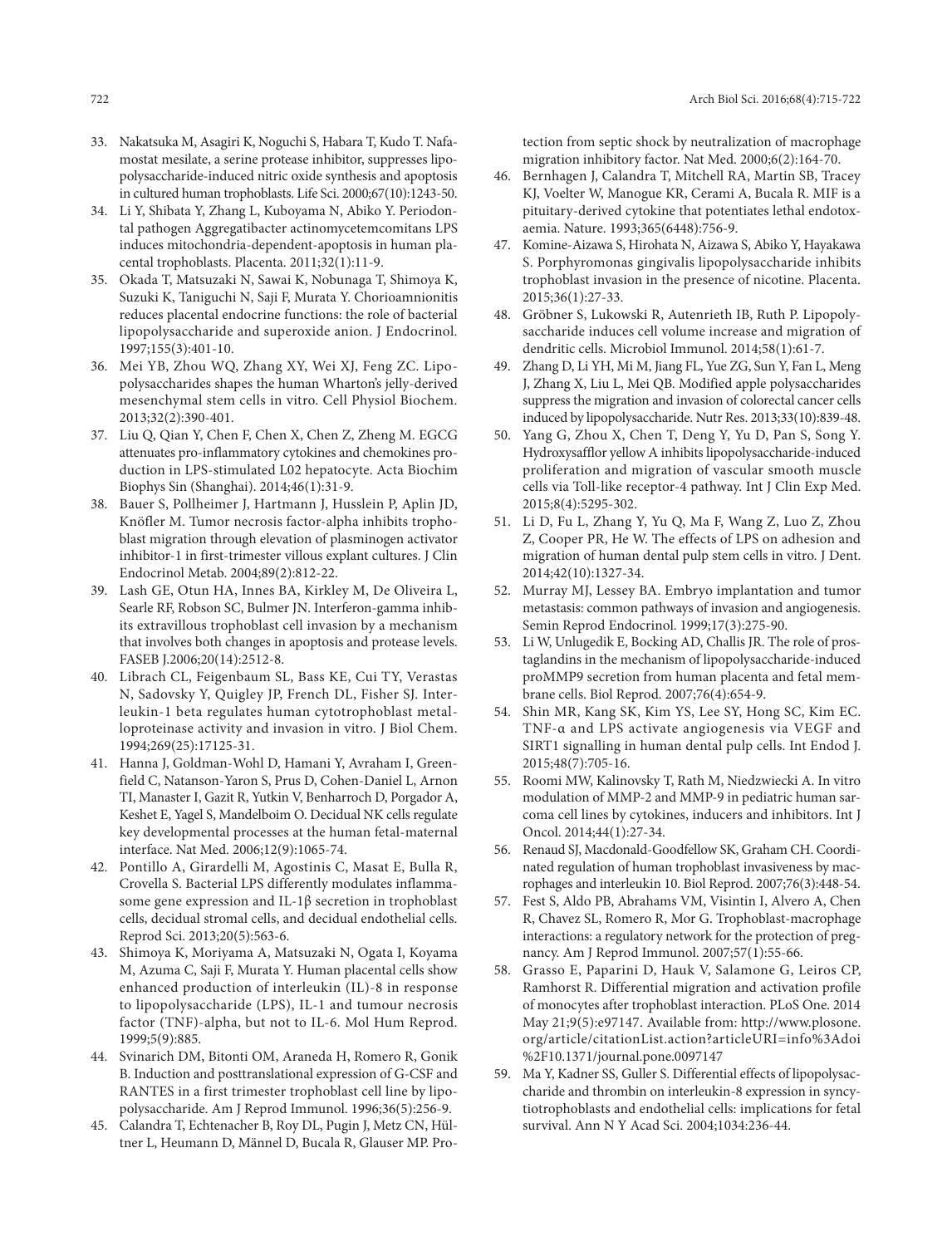33. Nakatsuka M, Asagiri K, Noguchi S, Habara T, Kudo T. Nafamostat mesilate, a serine protease inhibitor, suppresses lipopolysaccharide-induced nitric oxide synthesis and apoptosis in cultured human trophoblasts. Life Sci. 2000;67(10):1243-50.
34. Li Y, Shibata Y, Zhang L, Kuboyama N, Abiko Y. Periodontal pathogen Aggregatibacter actinomycetemcomitans LPS induces mitochondria-dependent-apoptosis in human placental trophoblasts. Placenta. 2011;32(1):11-9.
35. Okada T, Matsuzaki N, Sawai K, Nobunaga T, Shimoya K, Suzuki K, Taniguchi N, Saji F, Murata Y. Chorioamnionitis reduces placental endocrine functions: the role of bacterial lipopolysaccharide and superoxide anion. J Endocrinol. 1997;155(3):401-10.
36. Mei YB, Zhou WQ, Zhang XY, Wei XJ, Feng ZC. Lipopolysaccharides shapes the human Wharton's jelly-derived mesenchymal stem cells in vitro. Cell Physiol Biochem. 2013;32(2):390-401.
37. Liu Q, Qian Y, Chen F, Chen X, Chen Z, Zheng M. EGCG attenuates pro-inflammatory cytokines and chemokines production in LPS-stimulated L02 hepatocyte. Acta Biochim Biophys Sin (Shanghai). 2014;46(1):31-9.
38. Bauer S, Pollheimer J, Hartmann J, Husslein P, Aplin JD, Knöfler M. Tumor necrosis factor-alpha inhibits trophoblast migration through elevation of plasminogen activator inhibitor-1 in first-trimester villous explant cultures. J Clin Endocrinol Metab. 2004;89(2):812-22.
39. Lash GE, Otun HA, Innes BA, Kirkley M, De Oliveira L, Searle RF, Robson SC, Bulmer JN. Interferon-gamma inhibits extravillous trophoblast cell invasion by a mechanism that involves both changes in apoptosis and protease levels. FASEB J.2006;20(14):2512-8.
40. Librach CL, Feigenbaum SL, Bass KE, Cui TY, Verastas N, Sadovsky Y, Quigley JP, French DL, Fisher SJ. Interleukin-1 beta regulates human cytotrophoblast metalloproteinase activity and invasion in vitro. J Biol Chem. 1994;269(25):17125-31.
41. Hanna J, Goldman-Wohl D, Hamani Y, Avraham I, Greenfield C, Natanson-Yaron S, Prus D, Cohen-Daniel L, Arnon TI, Manaster I, Gazit R, Yutkin V, Benharroch D, Porgador A, Keshet E, Yagel S, Mandelboim O. Decidual NK cells regulate key developmental processes at the human fetal-maternal interface. Nat Med. 2006;12(9):1065-74.
42. Pontillo A, Girardelli M, Agostinis C, Masat E, Bulla R, Crovella S. Bacterial LPS differently modulates inflammasome gene expression and IL-1β secretion in trophoblast cells, decidual stromal cells, and decidual endothelial cells. Reprod Sci. 2013;20(5):563-6.
43. Shimoya K, Moriyama A, Matsuzaki N, Ogata I, Koyama M, Azuma C, Saji F, Murata Y. Human placental cells show enhanced production of interleukin (IL)-8 in response to lipopolysaccharide (LPS), IL-1 and tumour necrosis factor (TNF)-alpha, but not to IL-6. Mol Hum Reprod. 1999;5(9):885.
44. Svinarich DM, Bitonti OM, Araneda H, Romero R, Gonik B. Induction and posttranslational expression of G-CSF and RANTES in a first trimester trophoblast cell line by lipopolysaccharide. Am J Reprod Immunol. 1996;36(5):256-9.
45. Calandra T, Echtenacher B, Roy DL, Pugin J, Metz CN, Hültner L, Heumann D, Männel D, Bucala R, Glauser MP. Protection from septic shock by neutralization of macrophage migration inhibitory factor. Nat Med. 2000;6(2):164-70.
46. Bernhagen J, Calandra T, Mitchell RA, Martin SB, Tracey KJ, Voelter W, Manogue KR, Cerami A, Bucala R. MIF is a pituitary-derived cytokine that potentiates lethal endotoxaemia. Nature. 1993;365(6448):756-9.
47. Komine-Aizawa S, Hirohata N, Aizawa S, Abiko Y, Hayakawa S. Porphyromonas gingivalis lipopolysaccharide inhibits trophoblast invasion in the presence of nicotine. Placenta. 2015;36(1):27-33.
48. Gröbner S, Lukowski R, Autenrieth IB, Ruth P. Lipopolysaccharide induces cell volume increase and migration of dendritic cells. Microbiol Immunol. 2014;58(1):61-7.
49. Zhang D, Li YH, Mi M, Jiang FL, Yue ZG, Sun Y, Fan L, Meng J, Zhang X, Liu L, Mei QB. Modified apple polysaccharides suppress the migration and invasion of colorectal cancer cells induced by lipopolysaccharide. Nutr Res. 2013;33(10):839-48.
50. Yang G, Zhou X, Chen T, Deng Y, Yu D, Pan S, Song Y. Hydroxysafflor yellow A inhibits lipopolysaccharide-induced proliferation and migration of vascular smooth muscle cells via Toll-like receptor-4 pathway. Int J Clin Exp Med. 2015;8(4):5295-302.
51. Li D, Fu L, Zhang Y, Yu Q, Ma F, Wang Z, Luo Z, Zhou Z, Cooper PR, He W. The effects of LPS on adhesion and migration of human dental pulp stem cells in vitro. J Dent. 2014;42(10):1327-34.
52. Murray MJ, Lessey BA. Embryo implantation and tumor metastasis: common pathways of invasion and angiogenesis. Semin Reprod Endocrinol. 1999;17(3):275-90.
53. Li W, Unlugedik E, Bocking AD, Challis JR. The role of prostaglandins in the mechanism of lipopolysaccharide-induced proMMP9 secretion from human placenta and fetal membrane cells. Biol Reprod. 2007;76(4):654-9.
54. Shin MR, Kang SK, Kim YS, Lee SY, Hong SC, Kim EC. TNF-α and LPS activate angiogenesis via VEGF and SIRT1 signalling in human dental pulp cells. Int Endod J. 2015;48(7):705-16.
55. Roomi MW, Kalinovsky T, Rath M, Niedzwiecki A. In vitro modulation of MMP-2 and MMP-9 in pediatric human sarcoma cell lines by cytokines, inducers and inhibitors. Int J Oncol. 2014;44(1):27-34.
56. Renaud SJ, Macdonald-Goodfellow SK, Graham CH. Coordinated regulation of human trophoblast invasiveness by macrophages and interleukin 10. Biol Reprod. 2007;76(3):448-54.
57. Fest S, Aldo PB, Abrahams VM, Visintin I, Alvero A, Chen R, Chavez SL, Romero R, Mor G. Trophoblast-macrophage interactions: a regulatory network for the protection of pregnancy. Am J Reprod Immunol. 2007;57(1):55-66.
58. Grasso E, Paparini D, Hauk V, Salamone G, Leiros CP, Ramhorst R. Differential migration and activation profile of monocytes after trophoblast interaction. PLoS One. 2014 May 21;9(5):e97147. Available from: http://www.plosone.org/article/citationList.action?articleURI=info%3Adoi%2F10.1371/journal.pone.0097147
59. Ma Y, Kadner SS, Guller S. Differential effects of lipopolysaccharide and thrombin on interleukin-8 expression in syncytiotrophoblasts and endothelial cells: implications for fetal survival. Ann N Y Acad Sci. 2004;1034:236-44.